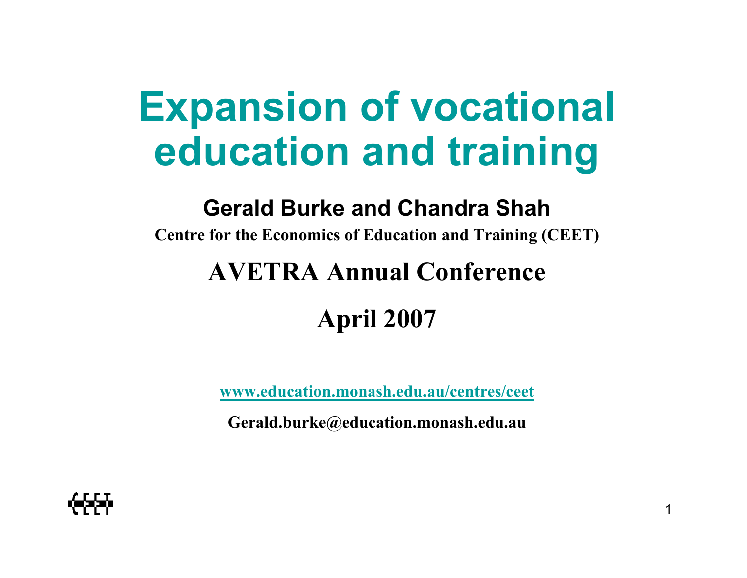# Expansion of vocational education and training

**Gerald Burke and Chandra Shah**

**Centre for the Economics of Education and Training (CEET)**

## AVETRA Annual Conference

## April 2007

www.education.monash.edu.au/centres/ceet

**Gerald.burke@education.monash.edu.au**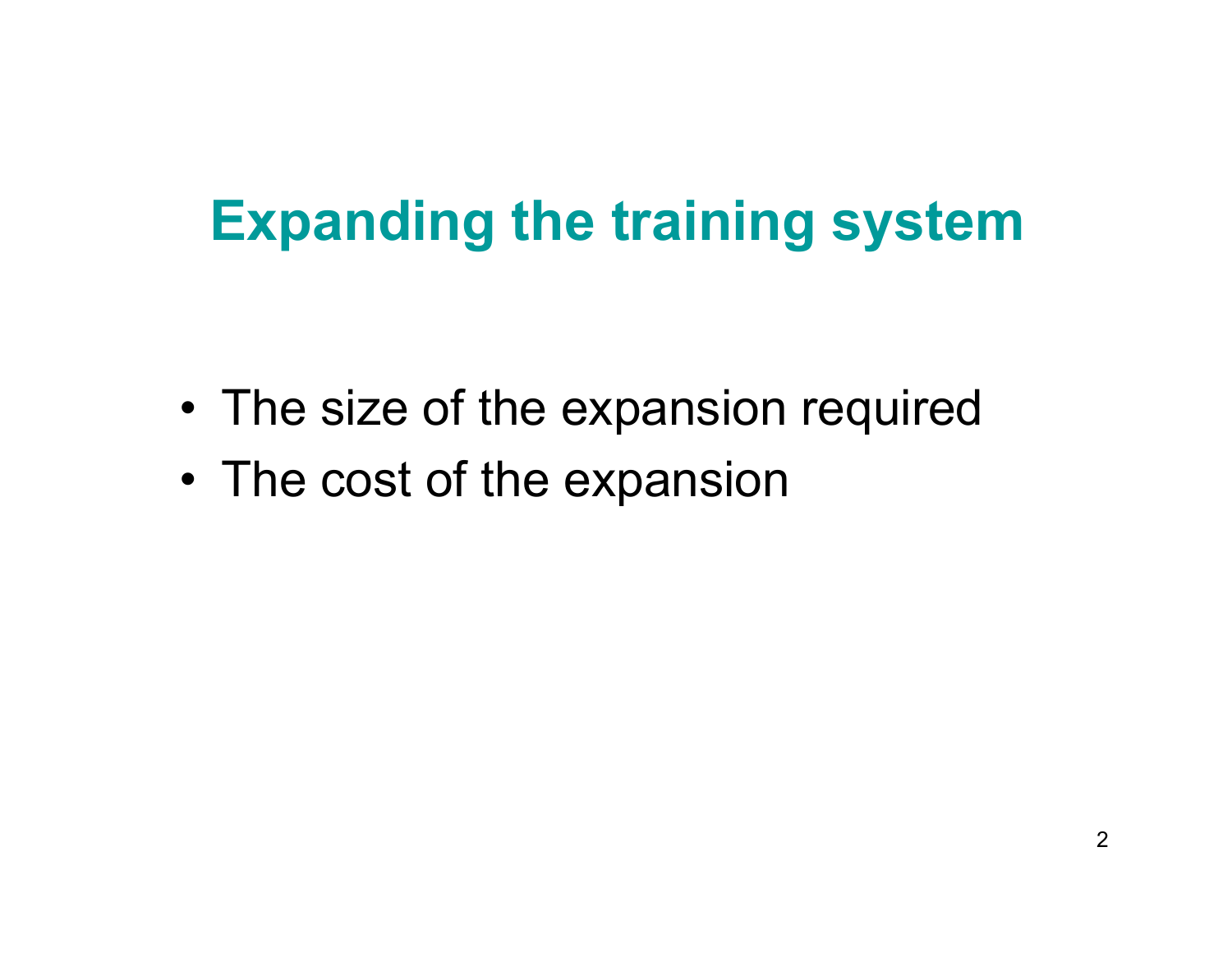# Expanding the training system

- The size of the expansion required
- The cost of the expansion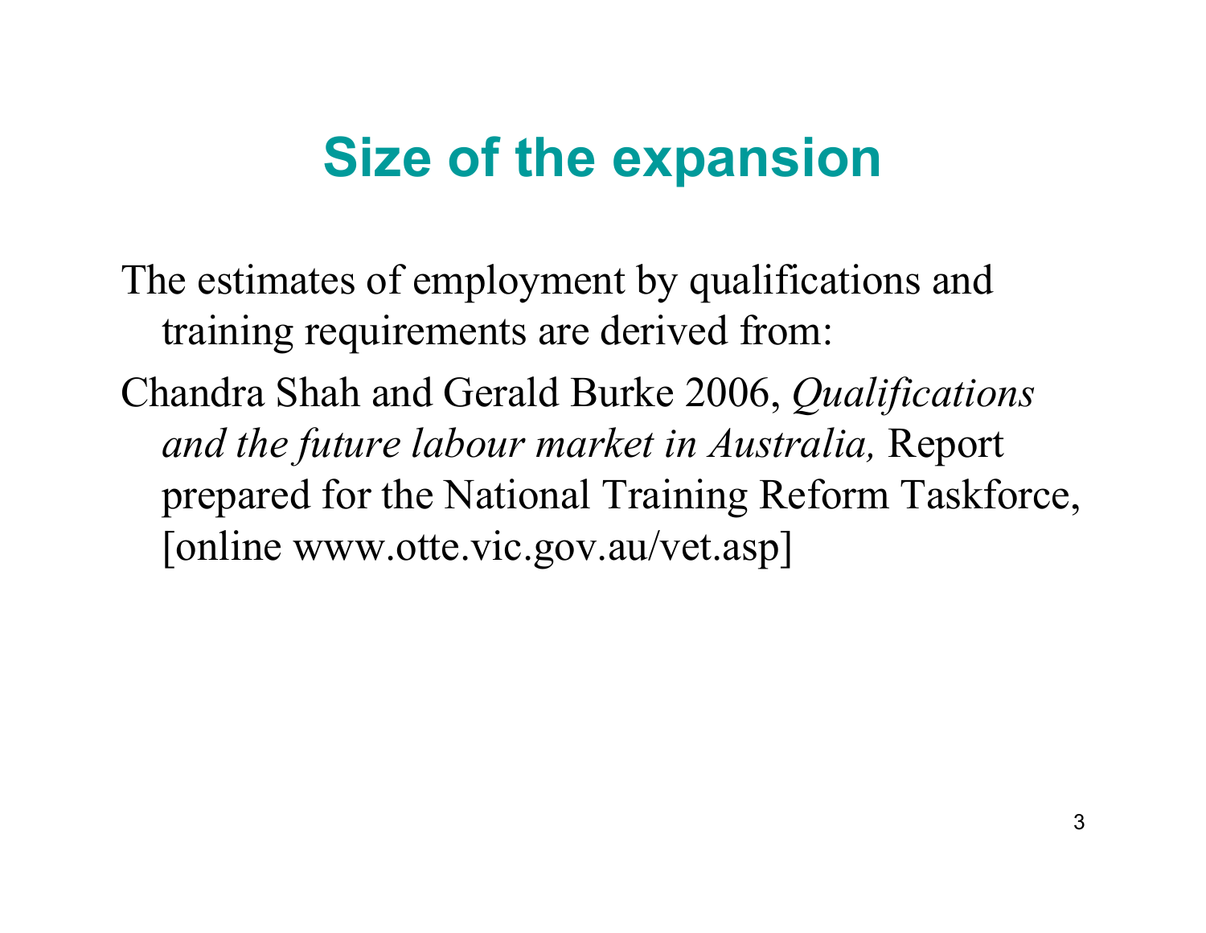# Size of the expansion

The estimates of employment by qualifications and training requirements are derived from:

Chandra Shah and Gerald Burke 2006, *Qualifications and the future labour market in Australia,* Report prepared for the National Training Reform Taskforce, [online www.otte.vic.gov.au/vet.asp]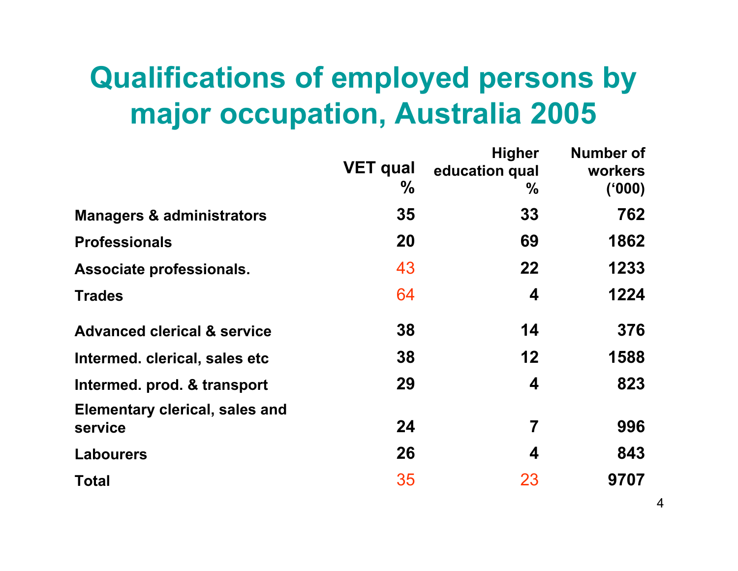# Qualifications of employed persons by major occupation, Australia 2005

| | VET qual % | Higher education qual % | Number of workers ('000) |
|---|---|---|---|
| Managers & administrators | 35 | 33 | 762 |
| Professionals | 20 | 69 | 1862 |
| Associate professionals. | 43 | 22 | 1233 |
| Trades | 64 | 4 | 1224 |
| Advanced clerical & service | 38 | 14 | 376 |
| Intermed. clerical, sales etc | 38 | 12 | 1588 |
| Intermed. prod. & transport | 29 | 4 | 823 |
| Elementary clerical, sales and service | 24 | 7 | 996 |
| Labourers | 26 | 4 | 843 |
| Total | 35 | 23 | 9707 |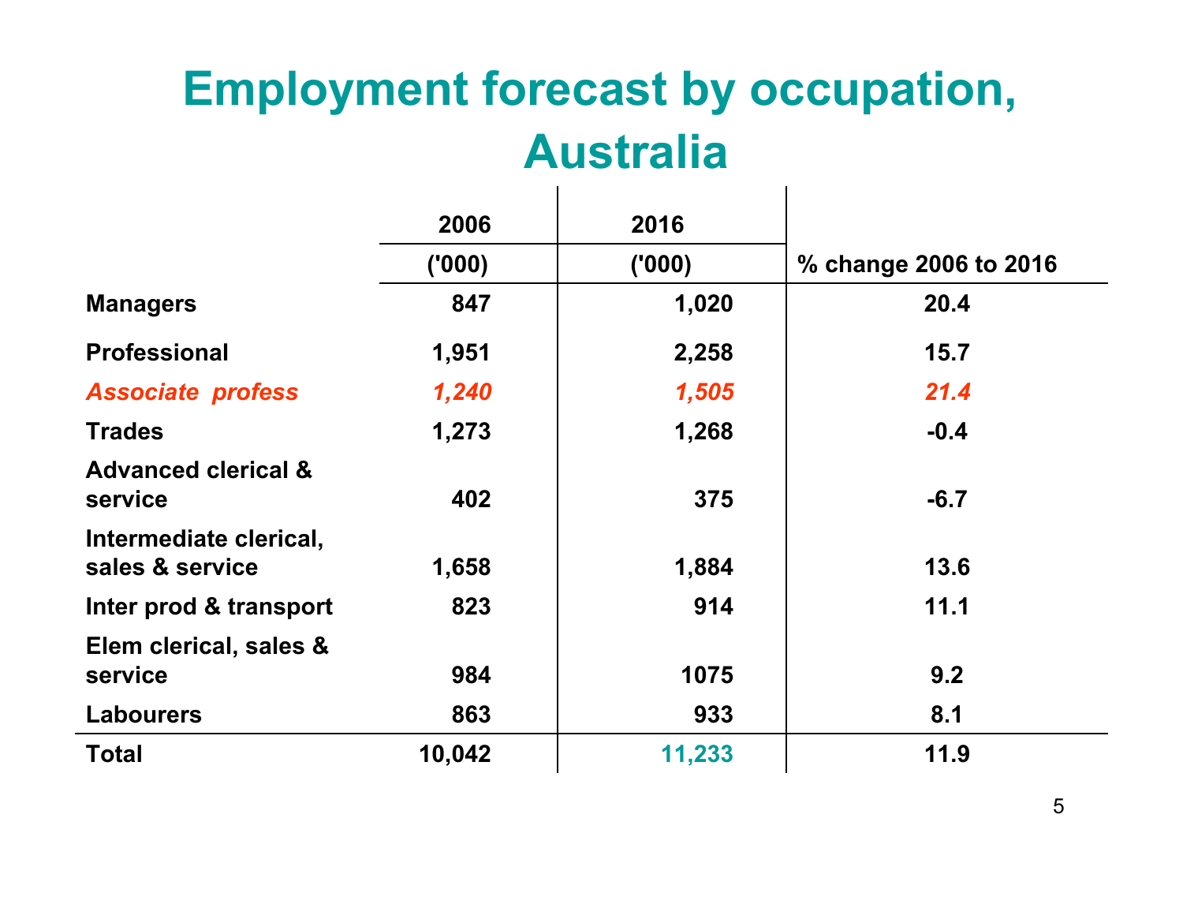# Employment forecast by occupation, Australia

| | 2006 ('000) | 2016 ('000) | % change 2006 to 2016 |
|---|---|---|---|
| Managers | 847 | 1,020 | 20.4 |
| Professional | 1,951 | 2,258 | 15.7 |
| *Associate profess* | *1,240* | *1,505* | *21.4* |
| Trades | 1,273 | 1,268 | -0.4 |
| Advanced clerical & service | 402 | 375 | -6.7 |
| Intermediate clerical, sales & service | 1,658 | 1,884 | 13.6 |
| Inter prod & transport | 823 | 914 | 11.1 |
| Elem clerical, sales & service | 984 | 1075 | 9.2 |
| Labourers | 863 | 933 | 8.1 |
| Total | 10,042 | 11,233 | 11.9 |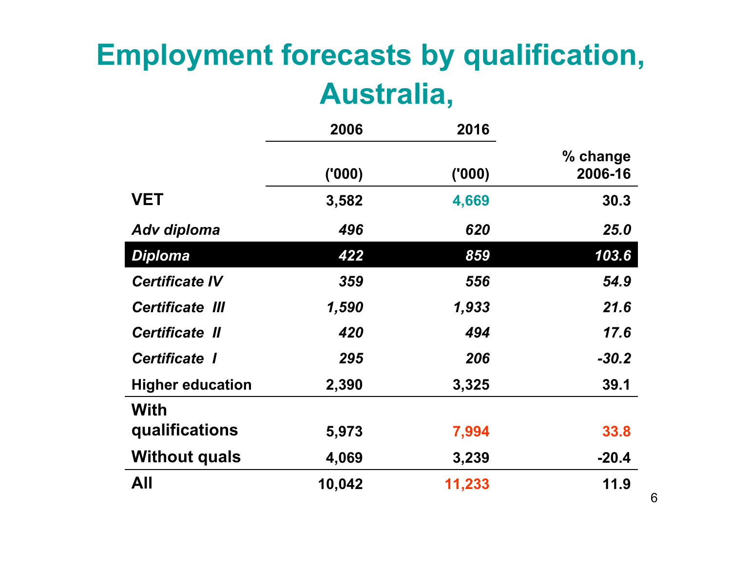# Employment forecasts by qualification, Australia,

| | 2006 ('000) | 2016 ('000) | % change 2006-16 |
|---|---|---|---|
| **VET** | **3,582** | **4,669** | **30.3** |
| ***Adv diploma*** | ***496*** | ***620*** | ***25.0*** |
| ***Diploma*** | ***422*** | ***859*** | ***103.6*** |
| ***Certificate IV*** | ***359*** | ***556*** | ***54.9*** |
| ***Certificate III*** | ***1,590*** | ***1,933*** | ***21.6*** |
| ***Certificate II*** | ***420*** | ***494*** | ***17.6*** |
| ***Certificate I*** | ***295*** | ***206*** | ***-30.2*** |
| **Higher education** | **2,390** | **3,325** | **39.1** |
| **With qualifications** | **5,973** | **7,994** | **33.8** |
| **Without quals** | **4,069** | **3,239** | **-20.4** |
| **All** | **10,042** | **11,233** | **11.9** |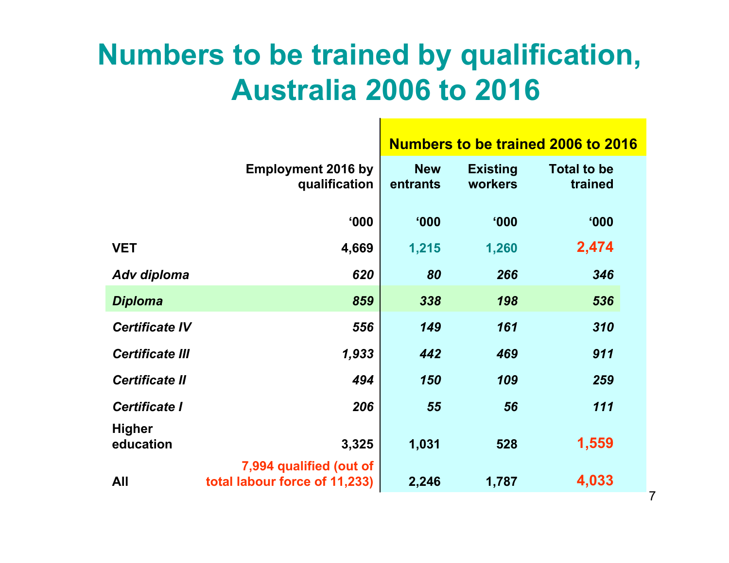# Numbers to be trained by qualification, Australia 2006 to 2016

| | Employment 2016 by qualification | Numbers to be trained 2006 to 2016 | | |
|---|---|---|---|---|
| | | New entrants | Existing workers | Total to be trained |
| | '000 | '000 | '000 | '000 |
| **VET** | **4,669** | 1,215 | 1,260 | **2,474** |
| *Adv diploma* | *620* | *80* | *266* | *346* |
| *Diploma* | *859* | *338* | *198* | *536* |
| *Certificate IV* | *556* | *149* | *161* | *310* |
| *Certificate III* | *1,933* | *442* | *469* | *911* |
| *Certificate II* | *494* | *150* | *109* | *259* |
| *Certificate I* | *206* | *55* | *56* | *111* |
| **Higher education** | **3,325** | **1,031** | **528** | **1,559** |
| **All** | **7,994 qualified (out of total labour force of 11,233)** | **2,246** | **1,787** | **4,033** |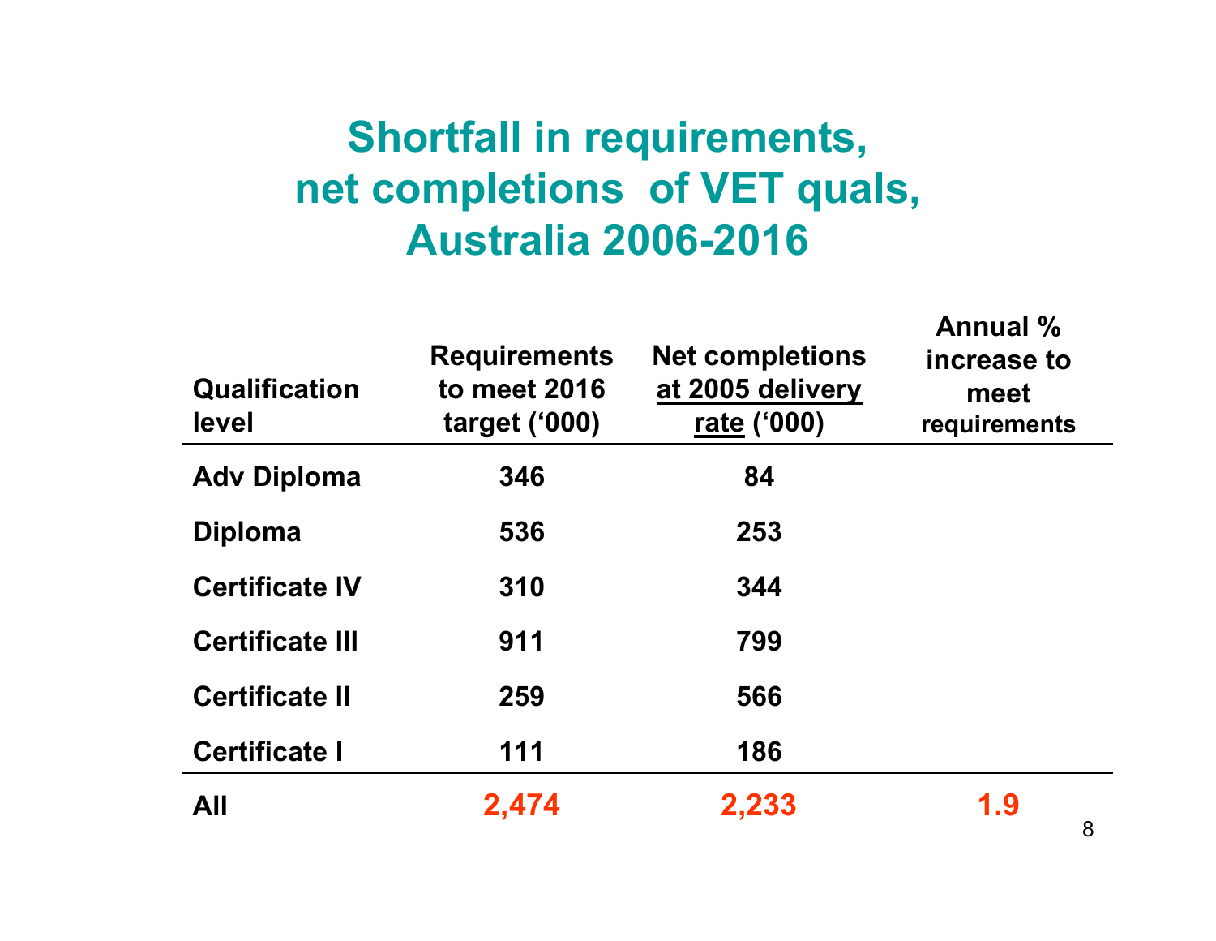# Shortfall in requirements, net completions of VET quals, Australia 2006-2016

| Qualification level | Requirements to meet 2016 target ('000) | Net completions at 2005 delivery rate ('000) | Annual % increase to meet requirements |
|---|---|---|---|
| Adv Diploma | 346 | 84 | |
| Diploma | 536 | 253 | |
| Certificate IV | 310 | 344 | |
| Certificate III | 911 | 799 | |
| Certificate II | 259 | 566 | |
| Certificate I | 111 | 186 | |
| All | 2,474 | 2,233 | 1.9 |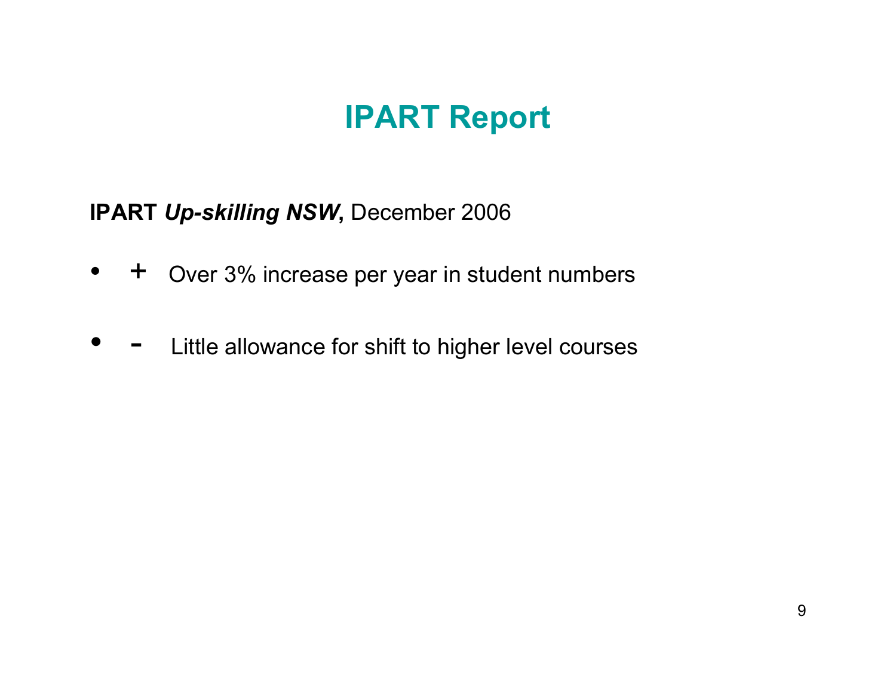# IPART Report

**IPART *Up-skilling NSW*,** December 2006

- \+ Over 3% increase per year in student numbers
- \- Little allowance for shift to higher level courses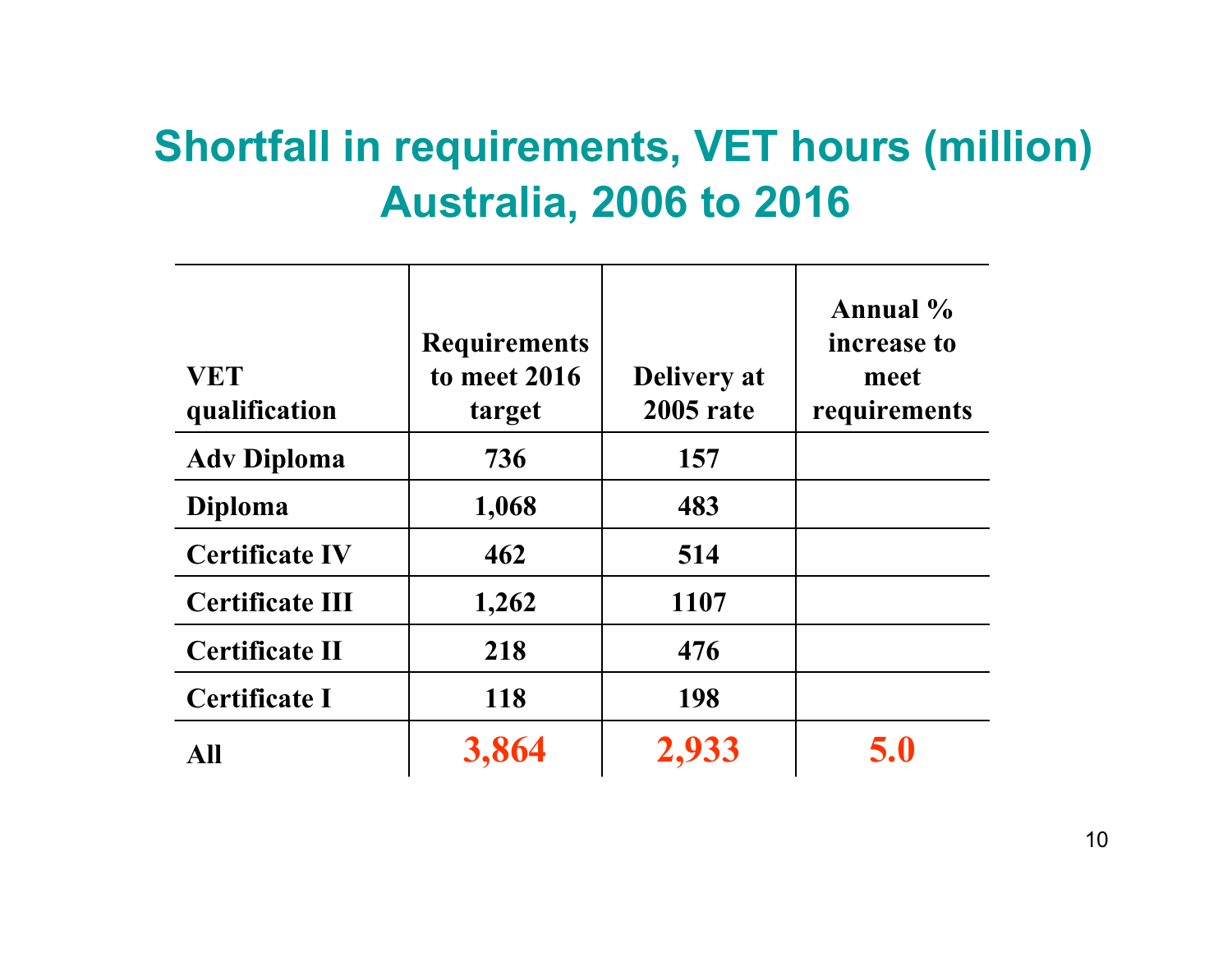# Shortfall in requirements, VET hours (million) Australia, 2006 to 2016

| VET qualification | Requirements to meet 2016 target | Delivery at 2005 rate | Annual % increase to meet requirements |
|---|---|---|---|
| Adv Diploma | 736 | 157 | |
| Diploma | 1,068 | 483 | |
| Certificate IV | 462 | 514 | |
| Certificate III | 1,262 | 1107 | |
| Certificate II | 218 | 476 | |
| Certificate I | 118 | 198 | |
| All | 3,864 | 2,933 | 5.0 |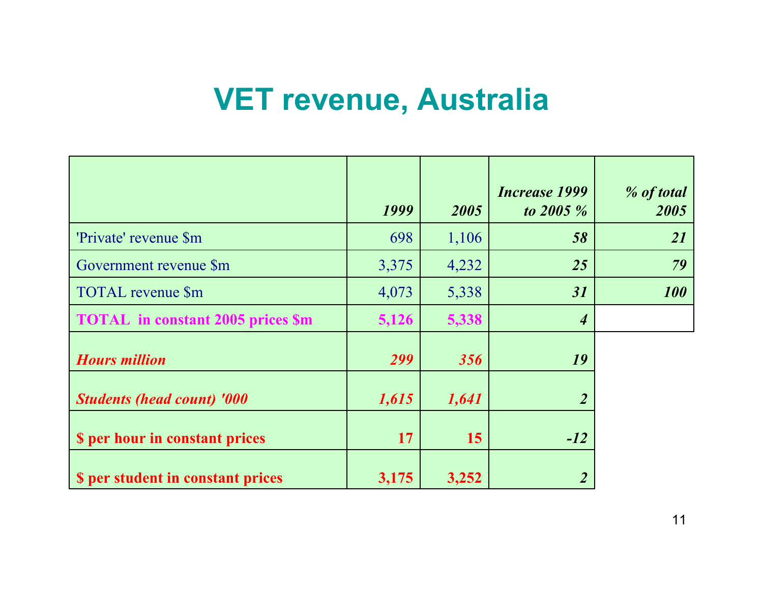# VET revenue, Australia

| | *1999* | *2005* | *Increase 1999 to 2005 %* | *% of total 2005* |
|---|---|---|---|---|
| 'Private' revenue $m | 698 | 1,106 | ***58*** | ***21*** |
| Government revenue $m | 3,375 | 4,232 | ***25*** | ***79*** |
| TOTAL revenue $m | 4,073 | 5,338 | ***31*** | ***100*** |
| **TOTAL in constant 2005 prices $m** | **5,126** | **5,338** | ***4*** | |
| ***Hours million*** | ***299*** | ***356*** | ***19*** | |
| ***Students (head count) '000*** | ***1,615*** | ***1,641*** | ***2*** | |
| **$ per hour in constant prices** | **17** | **15** | ***-12*** | |
| **$ per student in constant prices** | **3,175** | **3,252** | ***2*** | |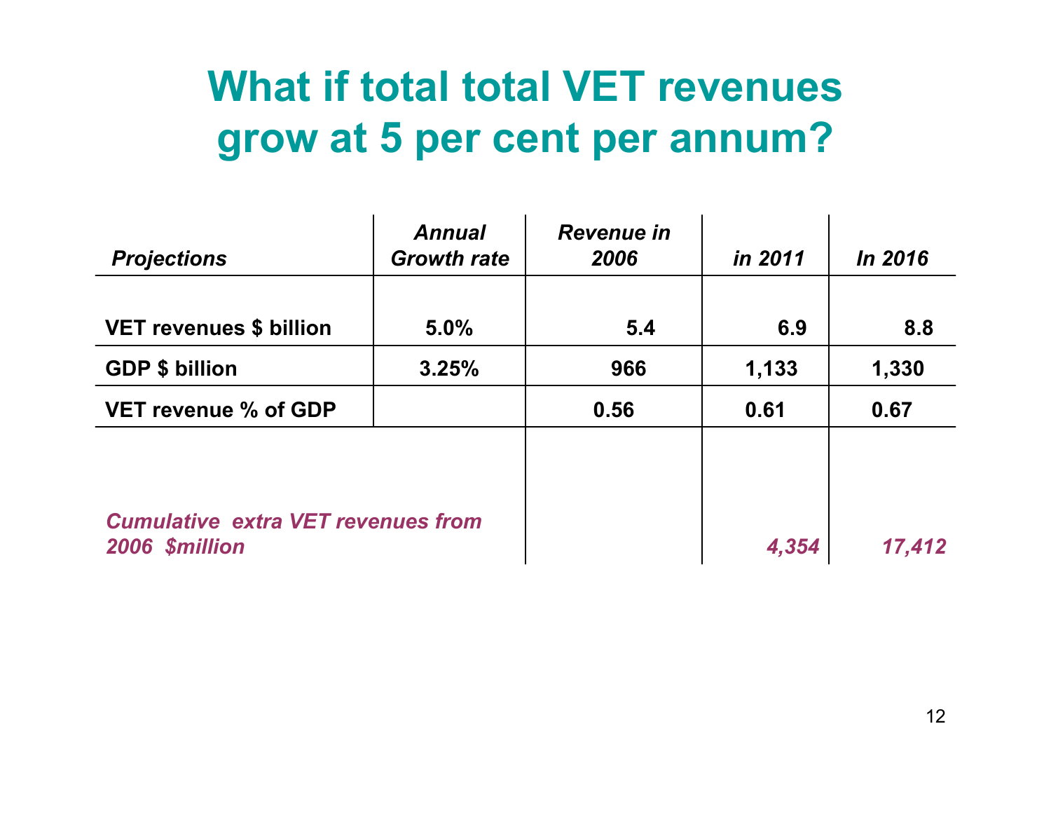# What if total total VET revenues grow at 5 per cent per annum?

| *Projections* | *Annual Growth rate* | *Revenue in 2006* | *in 2011* | *In 2016* |
|---|---|---|---|---|
| **VET revenues $ billion** | **5.0%** | **5.4** | **6.9** | **8.8** |
| **GDP $ billion** | **3.25%** | **966** | **1,133** | **1,330** |
| **VET revenue % of GDP** | | **0.56** | **0.61** | **0.67** |
| *Cumulative extra VET revenues from 2006 $million* | | | *4,354* | *17,412* |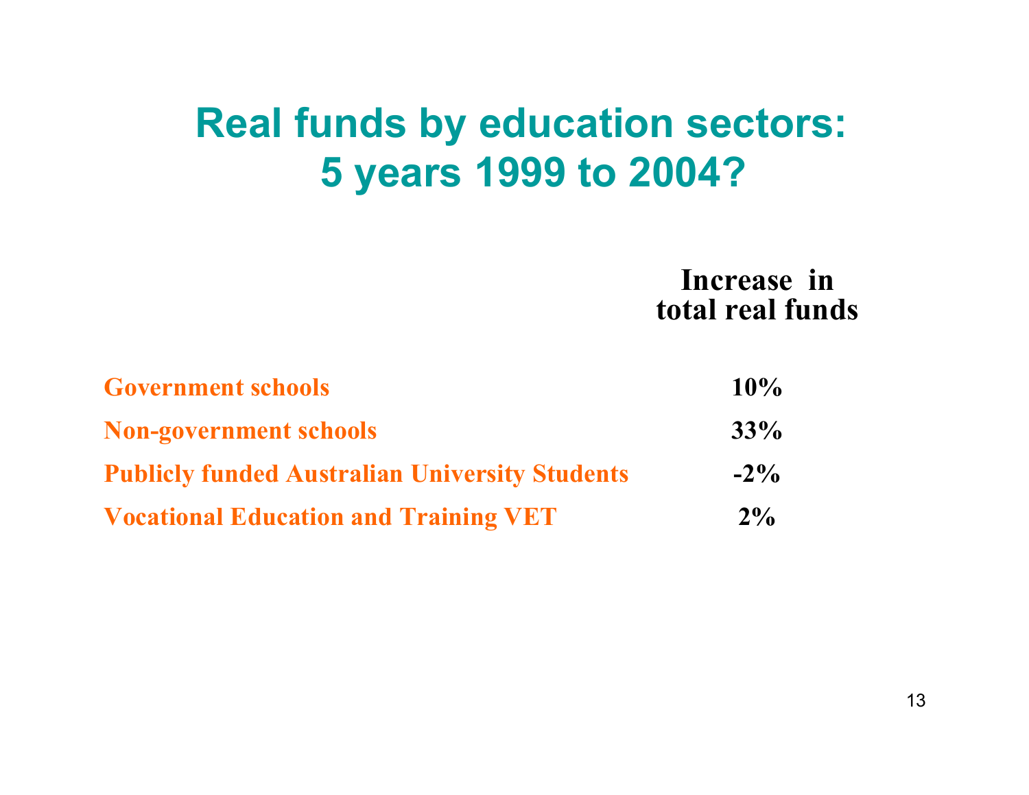# Real funds by education sectors: 5 years 1999 to 2004?

| | Increase in total real funds |
|---|---|
| Government schools | 10% |
| Non-government schools | 33% |
| Publicly funded Australian University Students | -2% |
| Vocational Education and Training VET | 2% |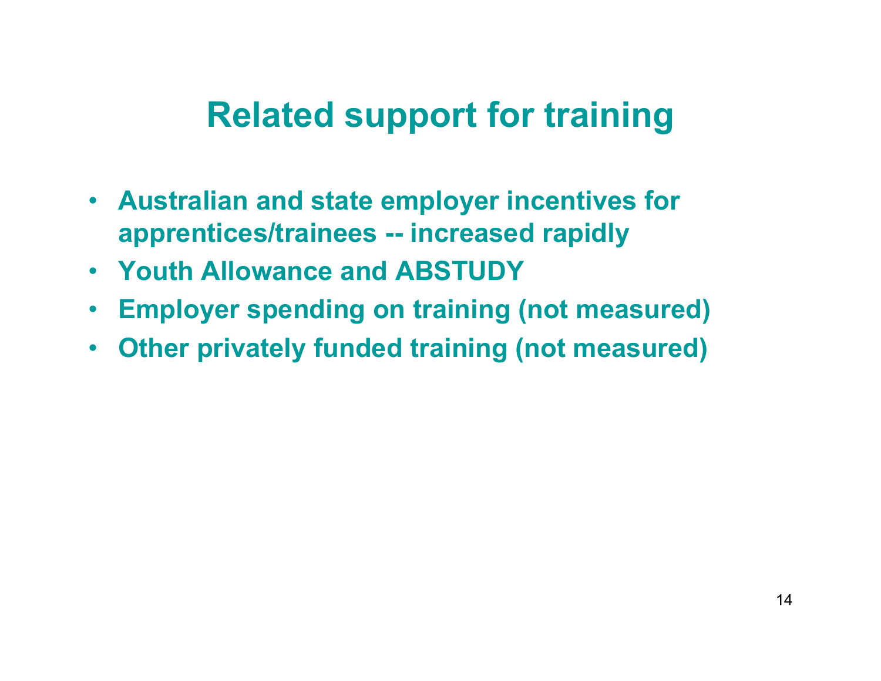# Related support for training

- Australian and state employer incentives for apprentices/trainees -- increased rapidly
- Youth Allowance and ABSTUDY
- Employer spending on training (not measured)
- Other privately funded training (not measured)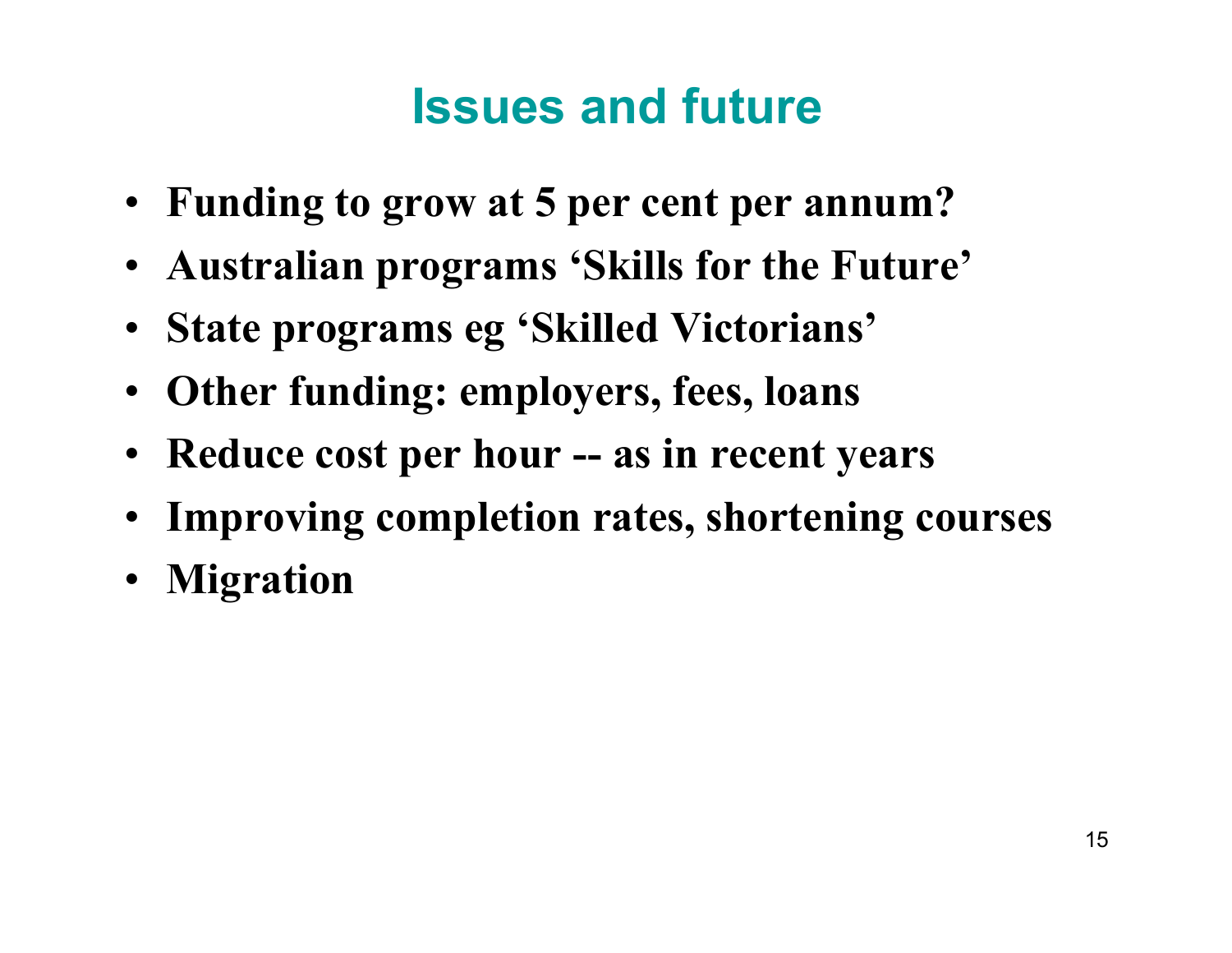# Issues and future

- **Funding to grow at 5 per cent per annum?**
- **Australian programs 'Skills for the Future'**
- **State programs eg 'Skilled Victorians'**
- **Other funding: employers, fees, loans**
- **Reduce cost per hour -- as in recent years**
- **Improving completion rates, shortening courses**
- **Migration**